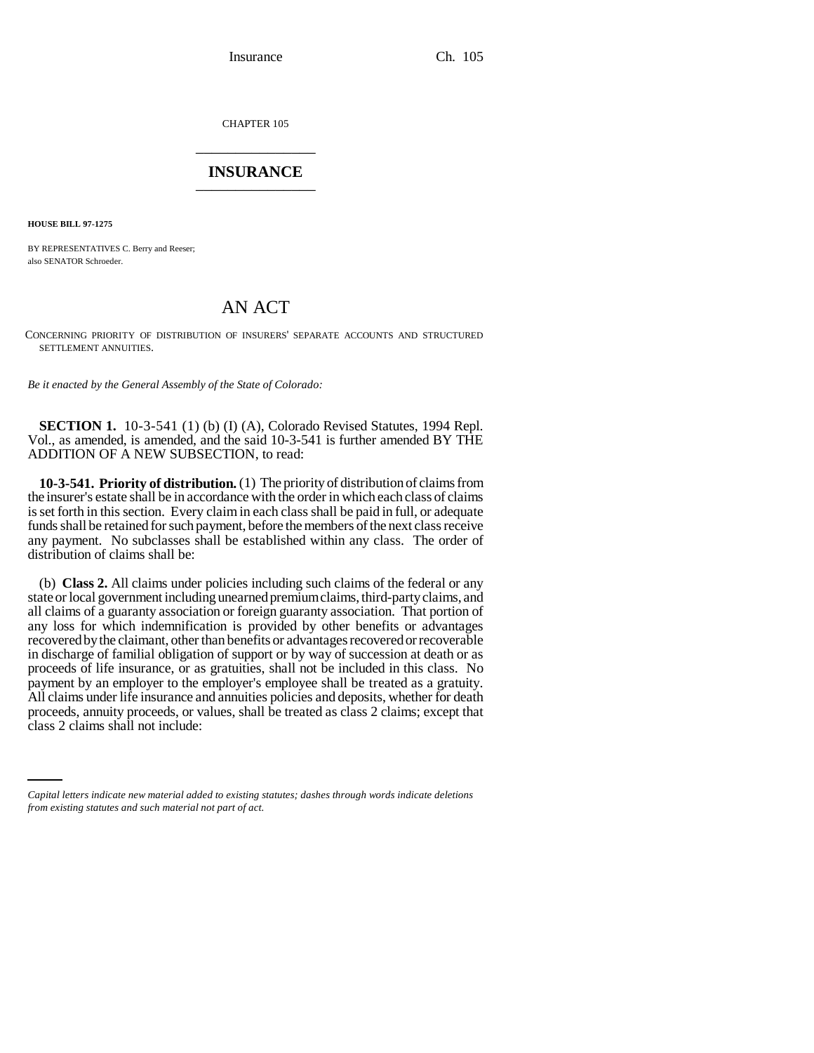CHAPTER 105

# INSURANCE

**HOUSE BILL 97-1275**

BY REPRESENTATIVES C. Berry and Reeser;
also SENATOR Schroeder.

# AN ACT

CONCERNING PRIORITY OF DISTRIBUTION OF INSURERS' SEPARATE ACCOUNTS AND STRUCTURED SETTLEMENT ANNUITIES.

*Be it enacted by the General Assembly of the State of Colorado:*

**SECTION 1.** 10-3-541 (1) (b) (I) (A), Colorado Revised Statutes, 1994 Repl. Vol., as amended, is amended, and the said 10-3-541 is further amended BY THE ADDITION OF A NEW SUBSECTION, to read:

**10-3-541. Priority of distribution.** (1) The priority of distribution of claims from the insurer's estate shall be in accordance with the order in which each class of claims is set forth in this section. Every claim in each class shall be paid in full, or adequate funds shall be retained for such payment, before the members of the next class receive any payment. No subclasses shall be established within any class. The order of distribution of claims shall be:

(b) **Class 2.** All claims under policies including such claims of the federal or any state or local government including unearned premium claims, third-party claims, and all claims of a guaranty association or foreign guaranty association. That portion of any loss for which indemnification is provided by other benefits or advantages recovered by the claimant, other than benefits or advantages recovered or recoverable in discharge of familial obligation of support or by way of succession at death or as proceeds of life insurance, or as gratuities, shall not be included in this class. No payment by an employer to the employer's employee shall be treated as a gratuity. All claims under life insurance and annuities policies and deposits, whether for death proceeds, annuity proceeds, or values, shall be treated as class 2 claims; except that class 2 claims shall not include:

*Capital letters indicate new material added to existing statutes; dashes through words indicate deletions from existing statutes and such material not part of act.*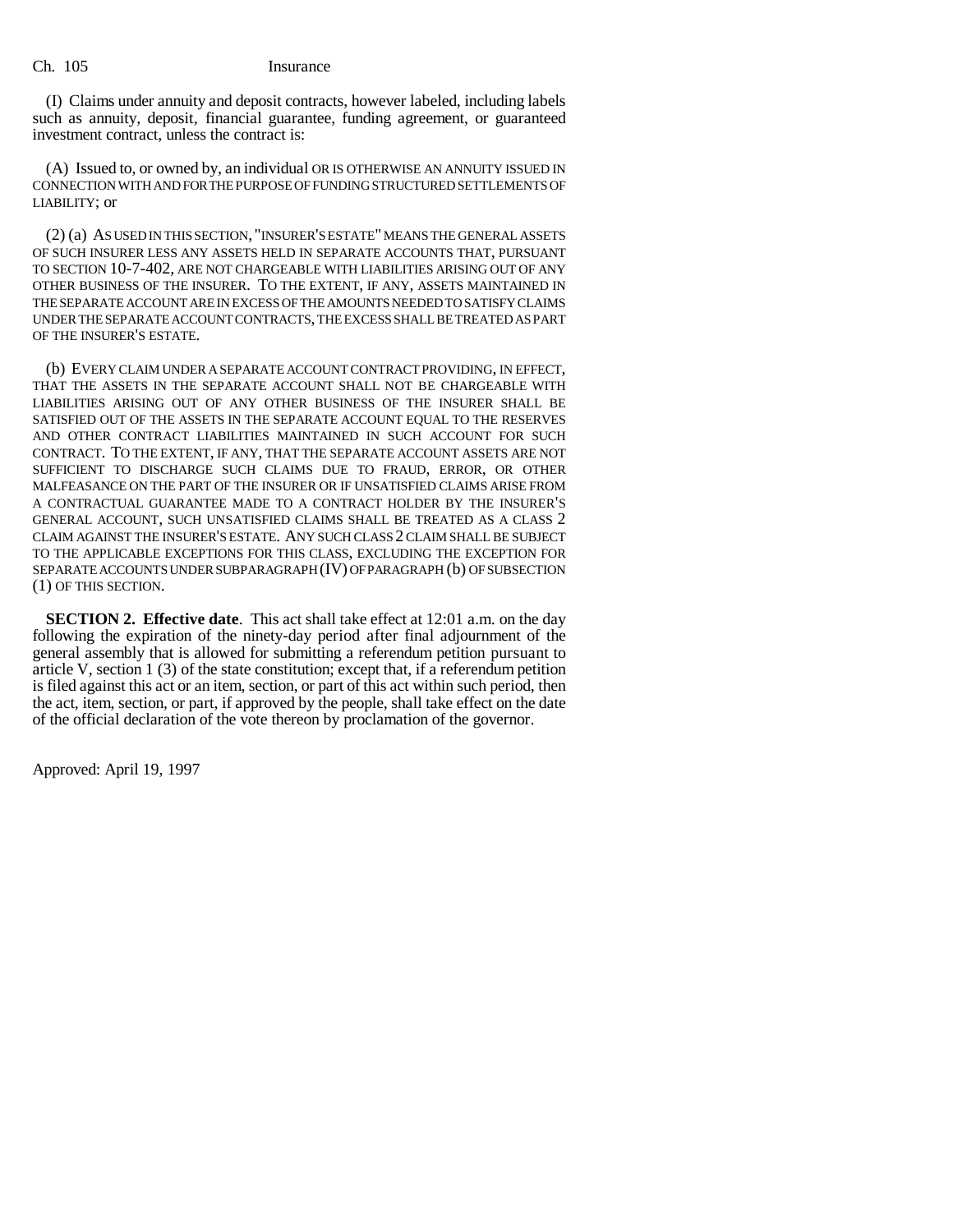(I) Claims under annuity and deposit contracts, however labeled, including labels such as annuity, deposit, financial guarantee, funding agreement, or guaranteed investment contract, unless the contract is:

(A) Issued to, or owned by, an individual OR IS OTHERWISE AN ANNUITY ISSUED IN CONNECTION WITH AND FOR THE PURPOSE OF FUNDING STRUCTURED SETTLEMENTS OF LIABILITY; or

(2) (a) AS USED IN THIS SECTION, "INSURER'S ESTATE" MEANS THE GENERAL ASSETS OF SUCH INSURER LESS ANY ASSETS HELD IN SEPARATE ACCOUNTS THAT, PURSUANT TO SECTION 10-7-402, ARE NOT CHARGEABLE WITH LIABILITIES ARISING OUT OF ANY OTHER BUSINESS OF THE INSURER. TO THE EXTENT, IF ANY, ASSETS MAINTAINED IN THE SEPARATE ACCOUNT ARE IN EXCESS OF THE AMOUNTS NEEDED TO SATISFY CLAIMS UNDER THE SEPARATE ACCOUNT CONTRACTS, THE EXCESS SHALL BE TREATED AS PART OF THE INSURER'S ESTATE.

(b) EVERY CLAIM UNDER A SEPARATE ACCOUNT CONTRACT PROVIDING, IN EFFECT, THAT THE ASSETS IN THE SEPARATE ACCOUNT SHALL NOT BE CHARGEABLE WITH LIABILITIES ARISING OUT OF ANY OTHER BUSINESS OF THE INSURER SHALL BE SATISFIED OUT OF THE ASSETS IN THE SEPARATE ACCOUNT EQUAL TO THE RESERVES AND OTHER CONTRACT LIABILITIES MAINTAINED IN SUCH ACCOUNT FOR SUCH CONTRACT. TO THE EXTENT, IF ANY, THAT THE SEPARATE ACCOUNT ASSETS ARE NOT SUFFICIENT TO DISCHARGE SUCH CLAIMS DUE TO FRAUD, ERROR, OR OTHER MALFEASANCE ON THE PART OF THE INSURER OR IF UNSATISFIED CLAIMS ARISE FROM A CONTRACTUAL GUARANTEE MADE TO A CONTRACT HOLDER BY THE INSURER'S GENERAL ACCOUNT, SUCH UNSATISFIED CLAIMS SHALL BE TREATED AS A CLASS 2 CLAIM AGAINST THE INSURER'S ESTATE. ANY SUCH CLASS 2 CLAIM SHALL BE SUBJECT TO THE APPLICABLE EXCEPTIONS FOR THIS CLASS, EXCLUDING THE EXCEPTION FOR SEPARATE ACCOUNTS UNDER SUBPARAGRAPH (IV) OF PARAGRAPH (b) OF SUBSECTION (1) OF THIS SECTION.

**SECTION 2. Effective date**. This act shall take effect at 12:01 a.m. on the day following the expiration of the ninety-day period after final adjournment of the general assembly that is allowed for submitting a referendum petition pursuant to article V, section 1 (3) of the state constitution; except that, if a referendum petition is filed against this act or an item, section, or part of this act within such period, then the act, item, section, or part, if approved by the people, shall take effect on the date of the official declaration of the vote thereon by proclamation of the governor.

Approved: April 19, 1997